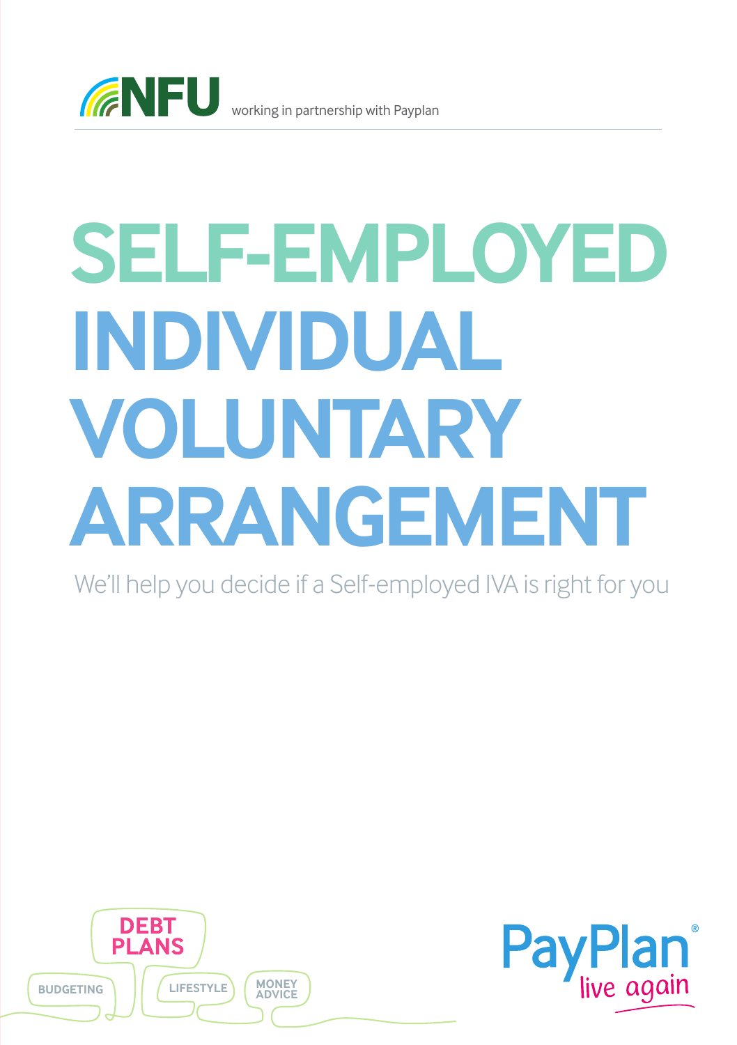NFU working in partnership with Payplan

# SELF-EMPLOYED INDIVIDUAL VOLUNTARY ARRANGEMENT

We'll help you decide if a Self-employed IVA is right for you

DEBT PLANS

BUDGETING

LIFESTYLE

MONEY ADVICE

PayPlan® live again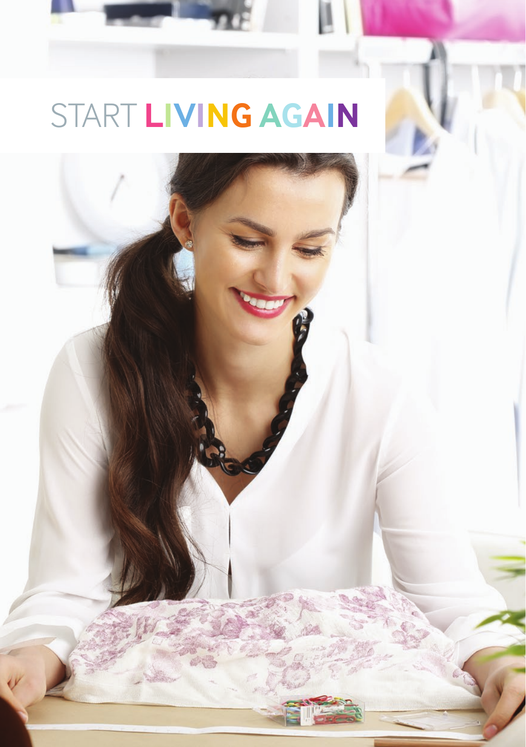# START LIVING AGAIN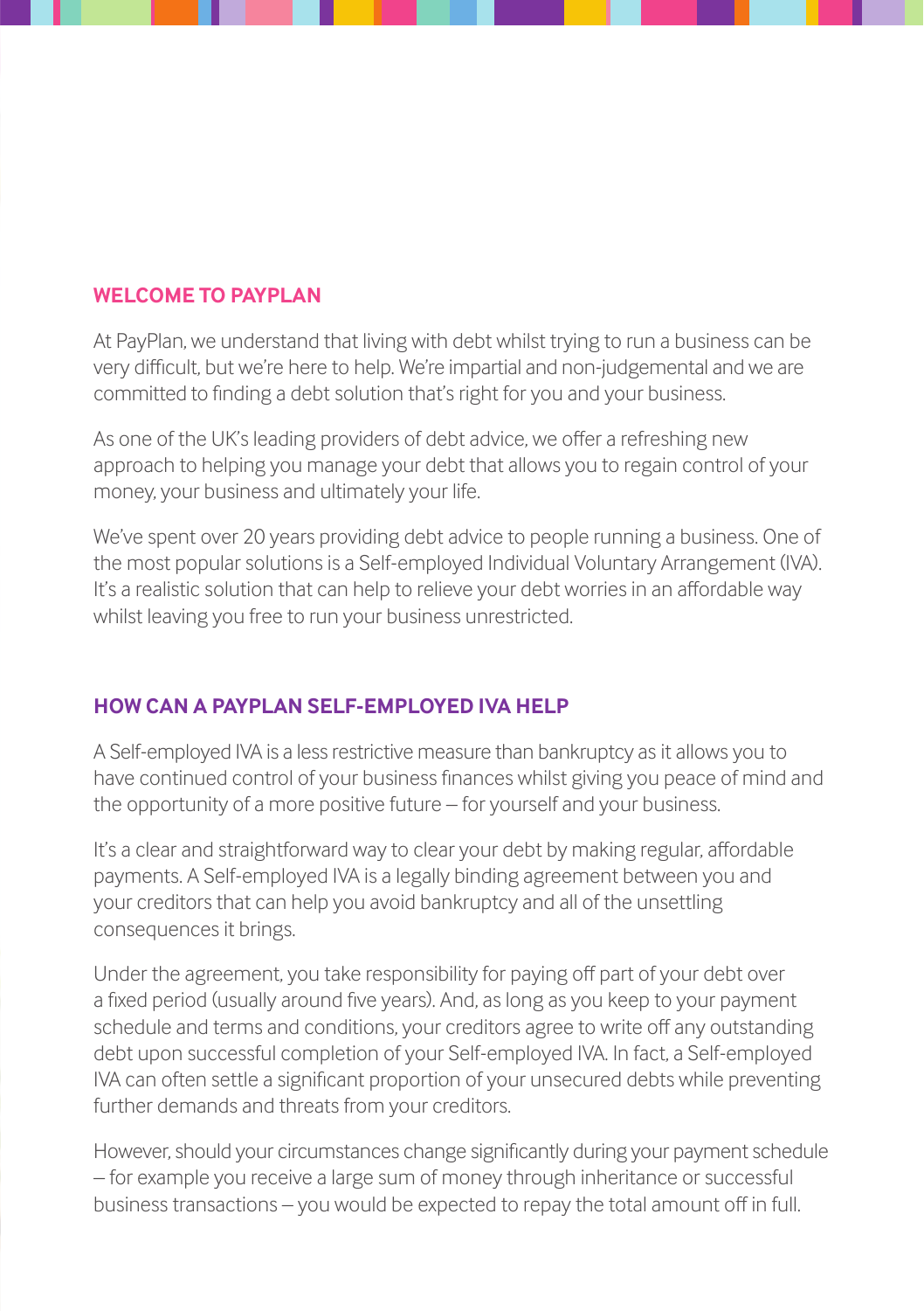## WELCOME TO PAYPLAN

At PayPlan, we understand that living with debt whilst trying to run a business can be very difficult, but we're here to help. We're impartial and non-judgemental and we are committed to finding a debt solution that's right for you and your business.

As one of the UK's leading providers of debt advice, we offer a refreshing new approach to helping you manage your debt that allows you to regain control of your money, your business and ultimately your life.

We've spent over 20 years providing debt advice to people running a business. One of the most popular solutions is a Self-employed Individual Voluntary Arrangement (IVA). It's a realistic solution that can help to relieve your debt worries in an affordable way whilst leaving you free to run your business unrestricted.

## HOW CAN A PAYPLAN SELF-EMPLOYED IVA HELP

A Self-employed IVA is a less restrictive measure than bankruptcy as it allows you to have continued control of your business finances whilst giving you peace of mind and the opportunity of a more positive future – for yourself and your business.

It's a clear and straightforward way to clear your debt by making regular, affordable payments. A Self-employed IVA is a legally binding agreement between you and your creditors that can help you avoid bankruptcy and all of the unsettling consequences it brings.

Under the agreement, you take responsibility for paying off part of your debt over a fixed period (usually around five years). And, as long as you keep to your payment schedule and terms and conditions, your creditors agree to write off any outstanding debt upon successful completion of your Self-employed IVA. In fact, a Self-employed IVA can often settle a significant proportion of your unsecured debts while preventing further demands and threats from your creditors.

However, should your circumstances change significantly during your payment schedule – for example you receive a large sum of money through inheritance or successful business transactions – you would be expected to repay the total amount off in full.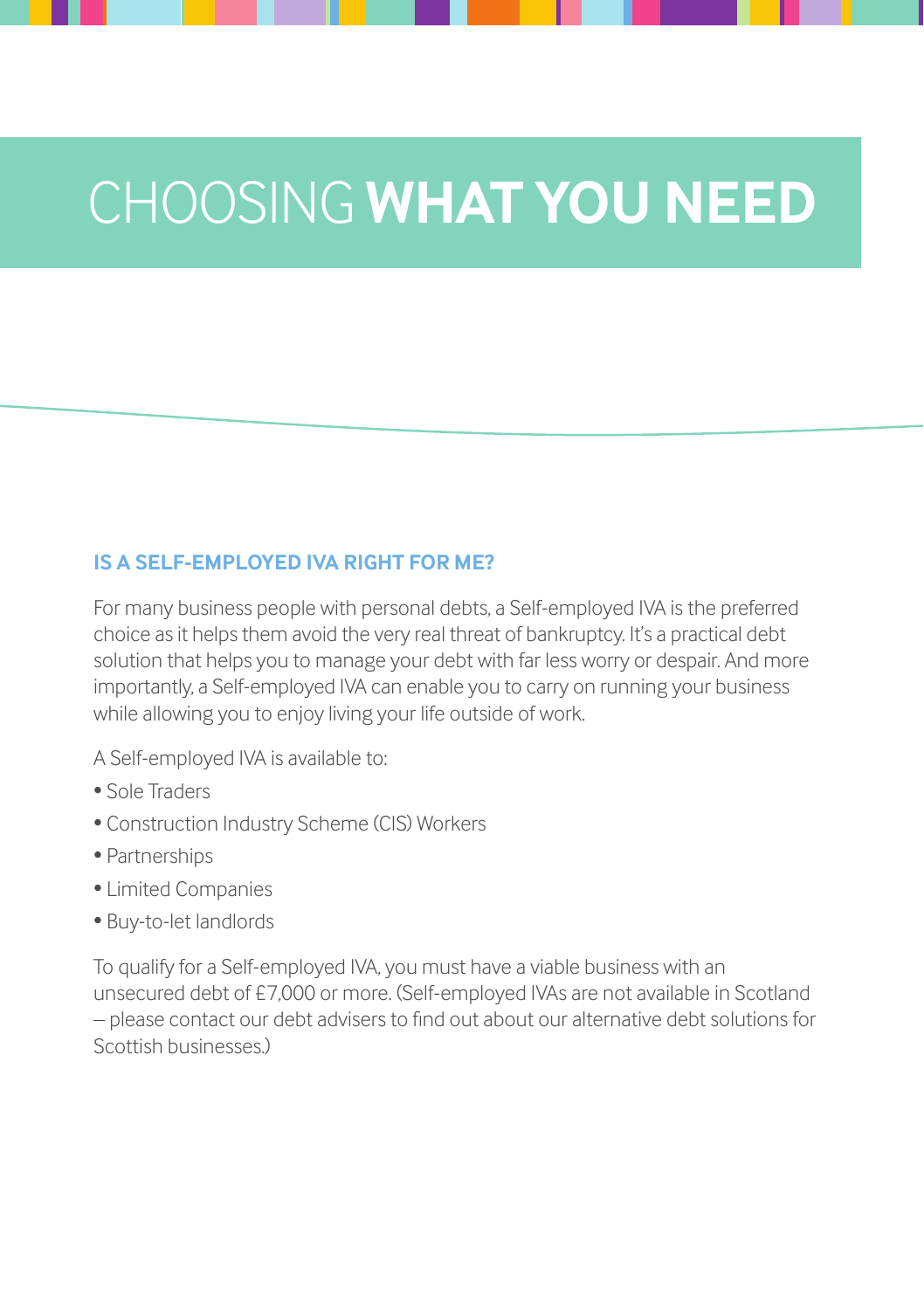# CHOOSING **WHAT YOU NEED**

### IS A SELF-EMPLOYED IVA RIGHT FOR ME?

For many business people with personal debts, a Self-employed IVA is the preferred choice as it helps them avoid the very real threat of bankruptcy. It's a practical debt solution that helps you to manage your debt with far less worry or despair. And more importantly, a Self-employed IVA can enable you to carry on running your business while allowing you to enjoy living your life outside of work.

A Self-employed IVA is available to:

- Sole Traders
- Construction Industry Scheme (CIS) Workers
- Partnerships
- Limited Companies
- Buy-to-let landlords

To qualify for a Self-employed IVA, you must have a viable business with an unsecured debt of £7,000 or more. (Self-employed IVAs are not available in Scotland – please contact our debt advisers to find out about our alternative debt solutions for Scottish businesses.)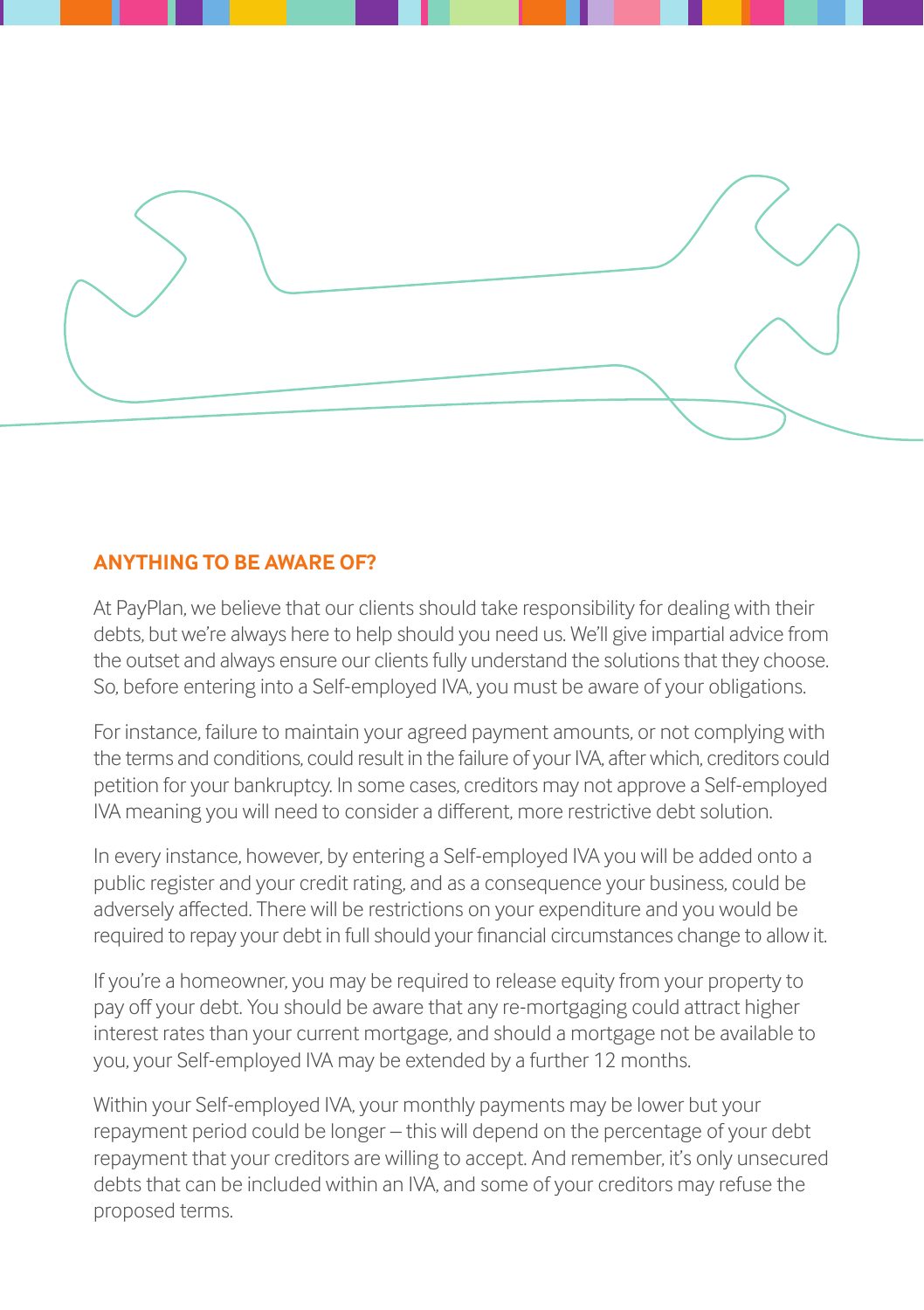## ANYTHING TO BE AWARE OF?

At PayPlan, we believe that our clients should take responsibility for dealing with their debts, but we're always here to help should you need us. We'll give impartial advice from the outset and always ensure our clients fully understand the solutions that they choose. So, before entering into a Self-employed IVA, you must be aware of your obligations.

For instance, failure to maintain your agreed payment amounts, or not complying with the terms and conditions, could result in the failure of your IVA, after which, creditors could petition for your bankruptcy. In some cases, creditors may not approve a Self-employed IVA meaning you will need to consider a different, more restrictive debt solution.

In every instance, however, by entering a Self-employed IVA you will be added onto a public register and your credit rating, and as a consequence your business, could be adversely affected. There will be restrictions on your expenditure and you would be required to repay your debt in full should your financial circumstances change to allow it.

If you're a homeowner, you may be required to release equity from your property to pay off your debt. You should be aware that any re-mortgaging could attract higher interest rates than your current mortgage, and should a mortgage not be available to you, your Self-employed IVA may be extended by a further 12 months.

Within your Self-employed IVA, your monthly payments may be lower but your repayment period could be longer – this will depend on the percentage of your debt repayment that your creditors are willing to accept. And remember, it's only unsecured debts that can be included within an IVA, and some of your creditors may refuse the proposed terms.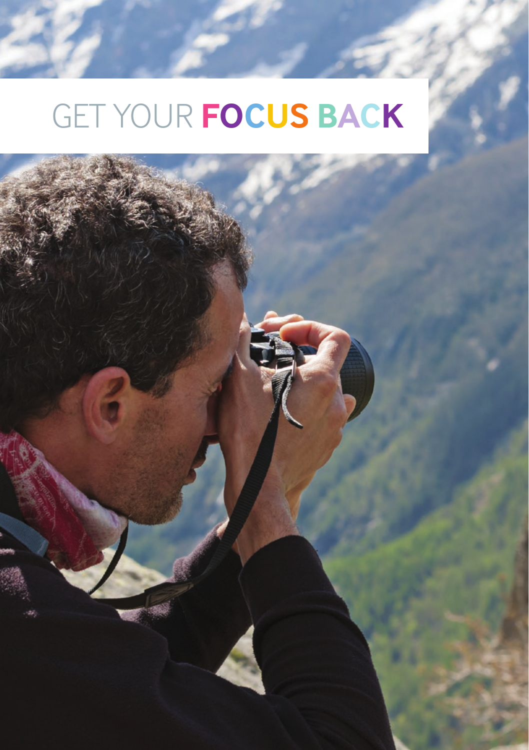# GET YOUR FOCUS BACK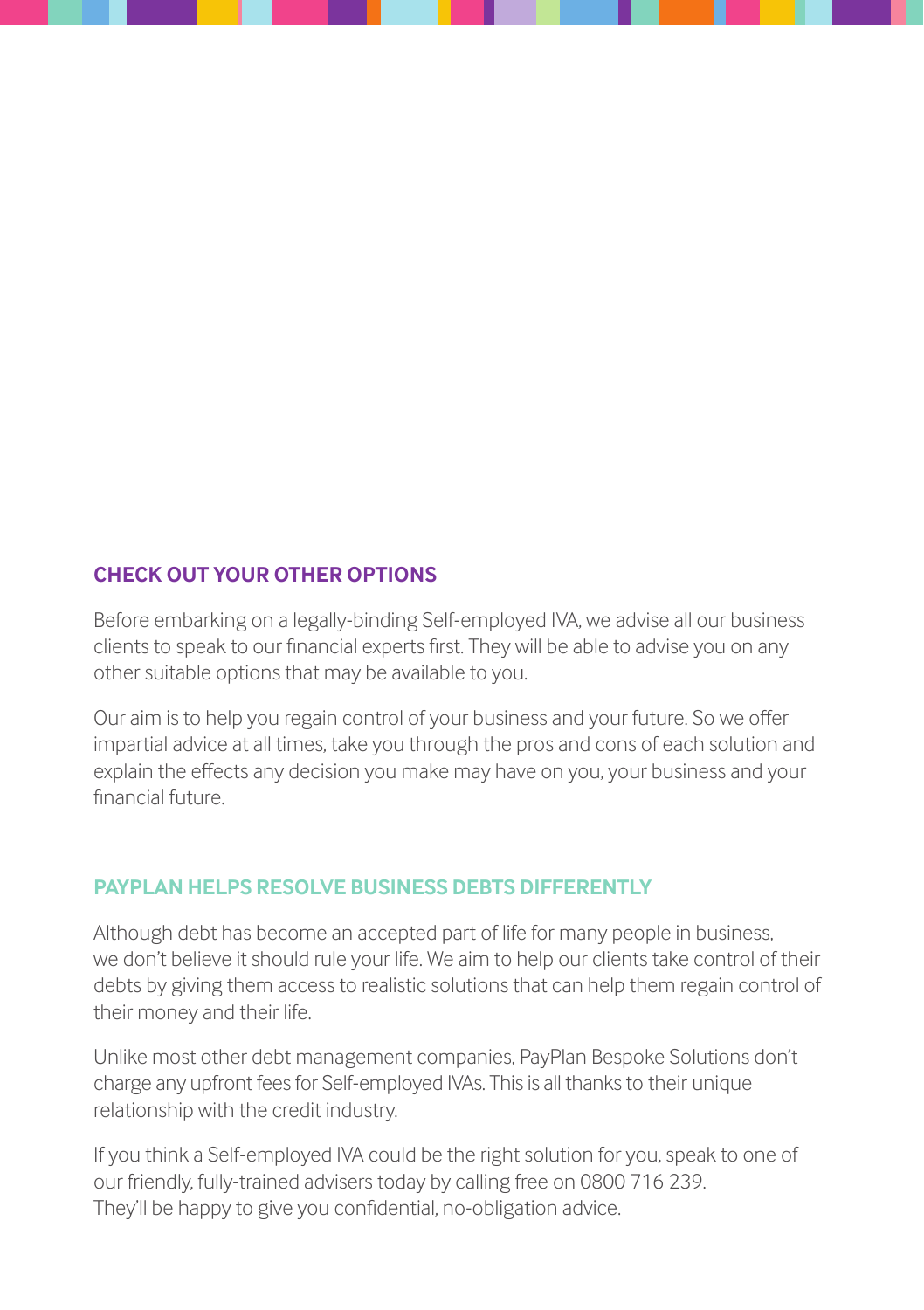## CHECK OUT YOUR OTHER OPTIONS

Before embarking on a legally-binding Self-employed IVA, we advise all our business clients to speak to our financial experts first. They will be able to advise you on any other suitable options that may be available to you.

Our aim is to help you regain control of your business and your future. So we offer impartial advice at all times, take you through the pros and cons of each solution and explain the effects any decision you make may have on you, your business and your financial future.

## PAYPLAN HELPS RESOLVE BUSINESS DEBTS DIFFERENTLY

Although debt has become an accepted part of life for many people in business, we don't believe it should rule your life. We aim to help our clients take control of their debts by giving them access to realistic solutions that can help them regain control of their money and their life.

Unlike most other debt management companies, PayPlan Bespoke Solutions don't charge any upfront fees for Self-employed IVAs. This is all thanks to their unique relationship with the credit industry.

If you think a Self-employed IVA could be the right solution for you, speak to one of our friendly, fully-trained advisers today by calling free on 0800 716 239. They'll be happy to give you confidential, no-obligation advice.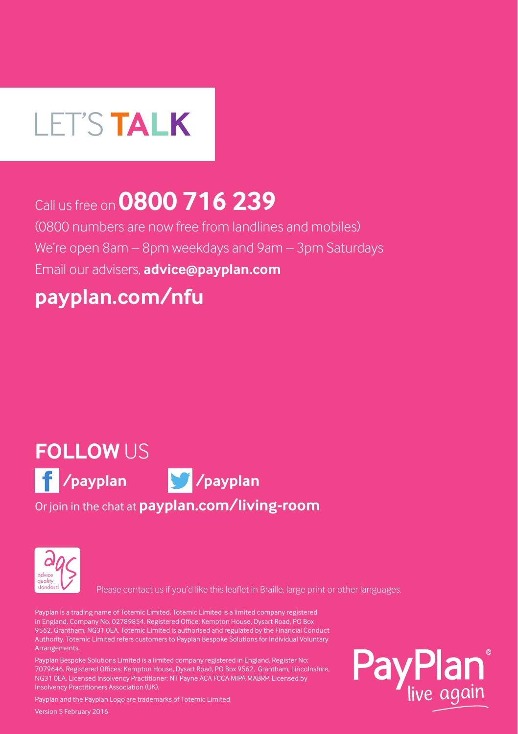# LET'S **TALK**

Call us free on **0800 716 239**

(0800 numbers are now free from landlines and mobiles)

We're open 8am – 8pm weekdays and 9am – 3pm Saturdays

Email our advisers, **advice@payplan.com**

**payplan.com/nfu**

## **FOLLOW** US

**/payplan** **/payplan**

Or join in the chat at **payplan.com/living-room**

advice quality standard

Please contact us if you'd like this leaflet in Braille, large print or other languages.

Payplan is a trading name of Totemic Limited. Totemic Limited is a limited company registered in England, Company No. 02789854. Registered Office: Kempton House, Dysart Road, PO Box 9562, Grantham, NG31 0EA. Totemic Limited is authorised and regulated by the Financial Conduct Authority. Totemic Limited refers customers to Payplan Bespoke Solutions for Individual Voluntary Arrangements.

Payplan Bespoke Solutions Limited is a limited company registered in England, Register No: 7079646. Registered Offices: Kempton House, Dysart Road, PO Box 9562, Grantham, Lincolnshire, NG31 0EA. Licensed Insolvency Practitioner: NT Payne ACA FCCA MIPA MABRP. Licensed by Insolvency Practitioners Association (UK).

Payplan and the Payplan Logo are trademarks of Totemic Limited

Version 5 February 2016

PayPlan® live again